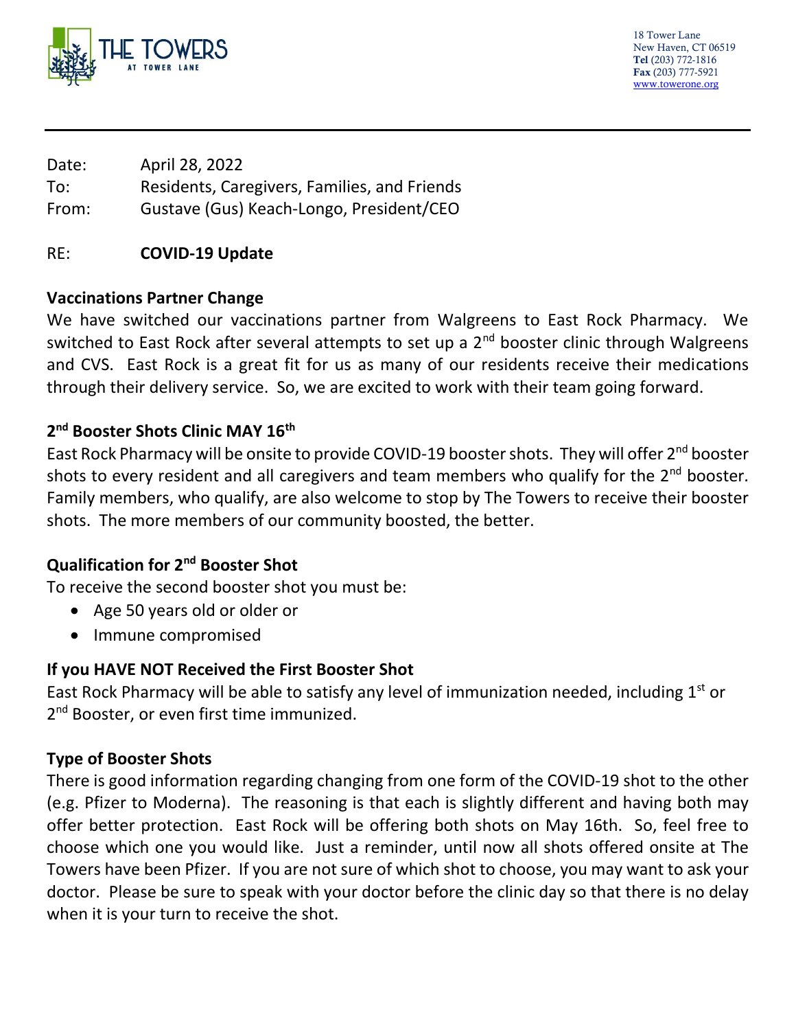THE TOWERS AT TOWER LANE

18 Tower Lane
New Haven, CT 06519
**Tel** (203) 772-1816
**Fax** (203) 777-5921
www.towerone.org

---

Date: April 28, 2022
To: Residents, Caregivers, Families, and Friends
From: Gustave (Gus) Keach-Longo, President/CEO

RE: **COVID-19 Update**

**Vaccinations Partner Change**

We have switched our vaccinations partner from Walgreens to East Rock Pharmacy. We switched to East Rock after several attempts to set up a 2nd booster clinic through Walgreens and CVS. East Rock is a great fit for us as many of our residents receive their medications through their delivery service. So, we are excited to work with their team going forward.

**2nd Booster Shots Clinic MAY 16th**

East Rock Pharmacy will be onsite to provide COVID-19 booster shots. They will offer 2nd booster shots to every resident and all caregivers and team members who qualify for the 2nd booster. Family members, who qualify, are also welcome to stop by The Towers to receive their booster shots. The more members of our community boosted, the better.

**Qualification for 2nd Booster Shot**

To receive the second booster shot you must be:

- Age 50 years old or older or
- Immune compromised

**If you HAVE NOT Received the First Booster Shot**

East Rock Pharmacy will be able to satisfy any level of immunization needed, including 1st or 2nd Booster, or even first time immunized.

**Type of Booster Shots**

There is good information regarding changing from one form of the COVID-19 shot to the other (e.g. Pfizer to Moderna). The reasoning is that each is slightly different and having both may offer better protection. East Rock will be offering both shots on May 16th. So, feel free to choose which one you would like. Just a reminder, until now all shots offered onsite at The Towers have been Pfizer. If you are not sure of which shot to choose, you may want to ask your doctor. Please be sure to speak with your doctor before the clinic day so that there is no delay when it is your turn to receive the shot.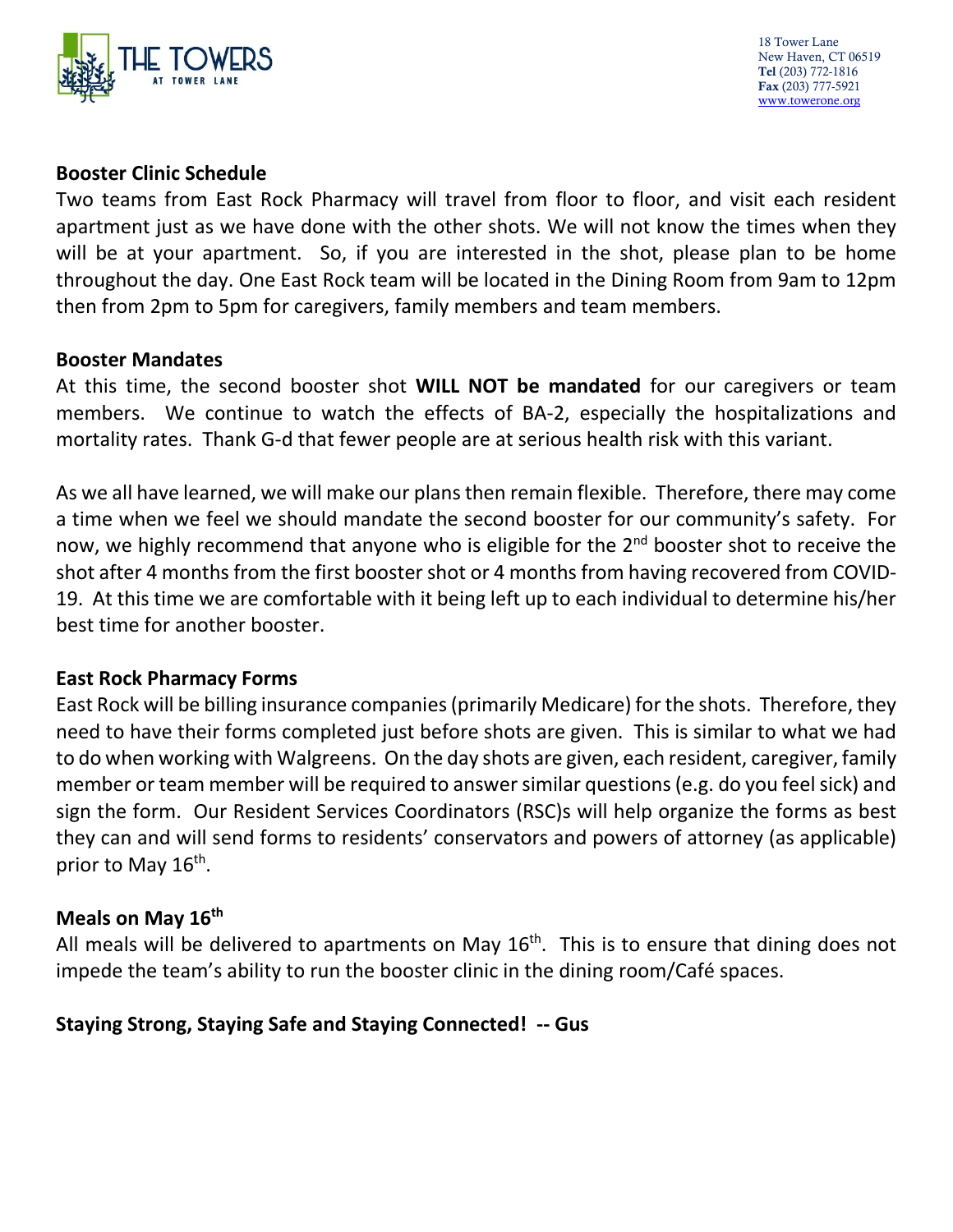**Booster Clinic Schedule**

Two teams from East Rock Pharmacy will travel from floor to floor, and visit each resident apartment just as we have done with the other shots. We will not know the times when they will be at your apartment. So, if you are interested in the shot, please plan to be home throughout the day. One East Rock team will be located in the Dining Room from 9am to 12pm then from 2pm to 5pm for caregivers, family members and team members.

**Booster Mandates**

At this time, the second booster shot **WILL NOT be mandated** for our caregivers or team members. We continue to watch the effects of BA-2, especially the hospitalizations and mortality rates. Thank G-d that fewer people are at serious health risk with this variant.

As we all have learned, we will make our plans then remain flexible. Therefore, there may come a time when we feel we should mandate the second booster for our community's safety. For now, we highly recommend that anyone who is eligible for the 2nd booster shot to receive the shot after 4 months from the first booster shot or 4 months from having recovered from COVID-19. At this time we are comfortable with it being left up to each individual to determine his/her best time for another booster.

**East Rock Pharmacy Forms**

East Rock will be billing insurance companies (primarily Medicare) for the shots. Therefore, they need to have their forms completed just before shots are given. This is similar to what we had to do when working with Walgreens. On the day shots are given, each resident, caregiver, family member or team member will be required to answer similar questions (e.g. do you feel sick) and sign the form. Our Resident Services Coordinators (RSC)s will help organize the forms as best they can and will send forms to residents' conservators and powers of attorney (as applicable) prior to May 16th.

**Meals on May 16th**

All meals will be delivered to apartments on May 16th. This is to ensure that dining does not impede the team's ability to run the booster clinic in the dining room/Café spaces.

**Staying Strong, Staying Safe and Staying Connected! -- Gus**